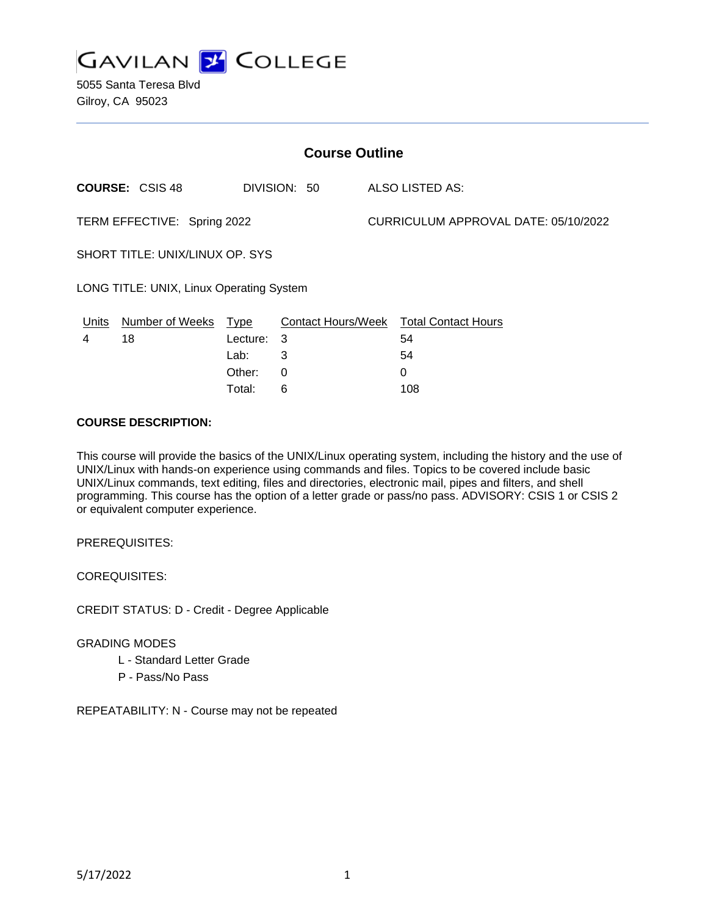GAVILAN COLLEGE

5055 Santa Teresa Blvd
Gilroy, CA 95023

## Course Outline

**COURSE:** CSIS 48 DIVISION: 50 ALSO LISTED AS:

TERM EFFECTIVE: Spring 2022 CURRICULUM APPROVAL DATE: 05/10/2022

SHORT TITLE: UNIX/LINUX OP. SYS

LONG TITLE: UNIX, Linux Operating System

| Units | Number of Weeks | Type | Contact Hours/Week | Total Contact Hours |
|---|---|---|---|---|
| 4 | 18 | Lecture: | 3 | 54 |
| | | Lab: | 3 | 54 |
| | | Other: | 0 | 0 |
| | | Total: | 6 | 108 |

**COURSE DESCRIPTION:**

This course will provide the basics of the UNIX/Linux operating system, including the history and the use of UNIX/Linux with hands-on experience using commands and files. Topics to be covered include basic UNIX/Linux commands, text editing, files and directories, electronic mail, pipes and filters, and shell programming. This course has the option of a letter grade or pass/no pass. ADVISORY: CSIS 1 or CSIS 2 or equivalent computer experience.

PREREQUISITES:

COREQUISITES:

CREDIT STATUS: D - Credit - Degree Applicable

GRADING MODES

- L - Standard Letter Grade
- P - Pass/No Pass

REPEATABILITY: N - Course may not be repeated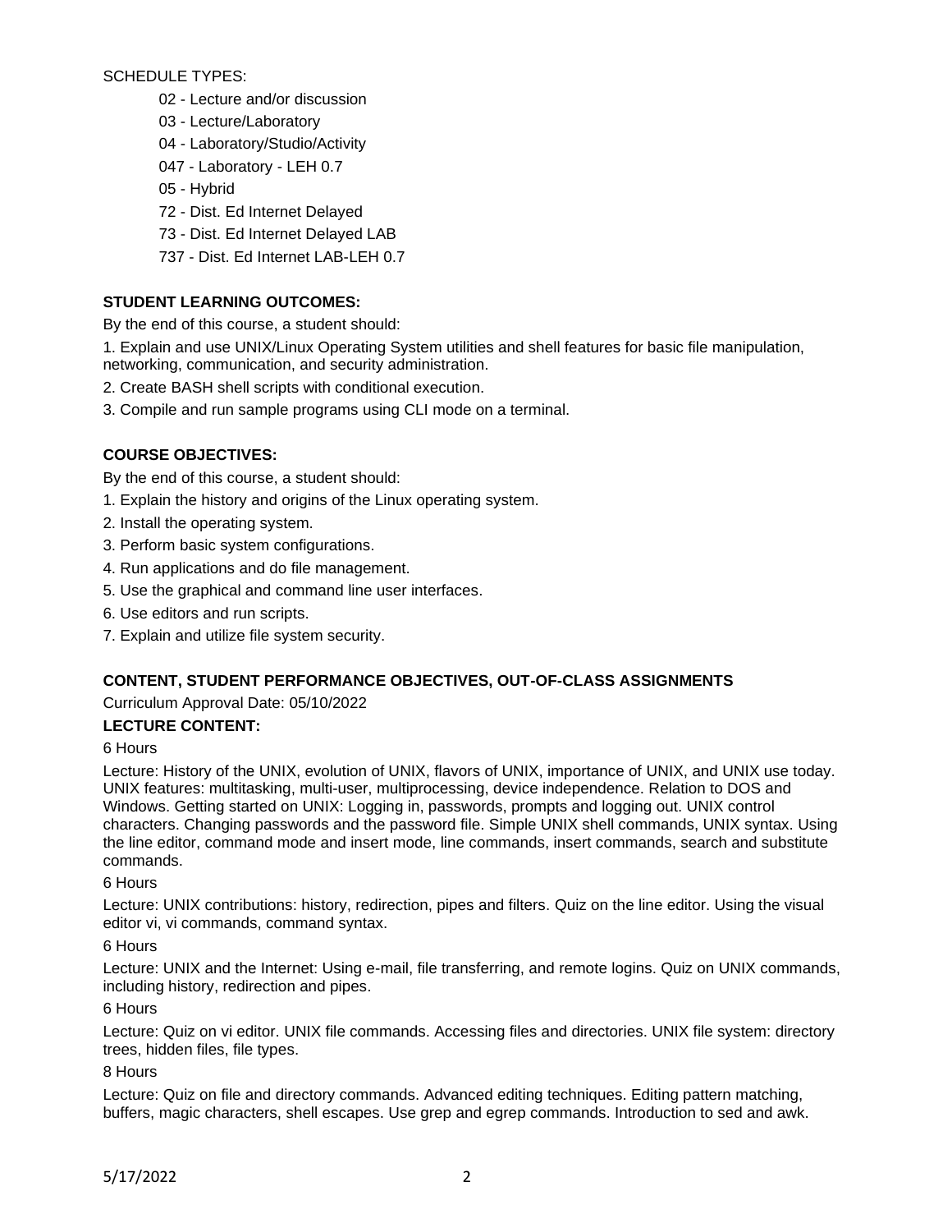SCHEDULE TYPES:

- 02 - Lecture and/or discussion
- 03 - Lecture/Laboratory
- 04 - Laboratory/Studio/Activity
- 047 - Laboratory - LEH 0.7
- 05 - Hybrid
- 72 - Dist. Ed Internet Delayed
- 73 - Dist. Ed Internet Delayed LAB
- 737 - Dist. Ed Internet LAB-LEH 0.7

**STUDENT LEARNING OUTCOMES:**

By the end of this course, a student should:

1. Explain and use UNIX/Linux Operating System utilities and shell features for basic file manipulation, networking, communication, and security administration.
2. Create BASH shell scripts with conditional execution.
3. Compile and run sample programs using CLI mode on a terminal.

**COURSE OBJECTIVES:**

By the end of this course, a student should:

1. Explain the history and origins of the Linux operating system.
2. Install the operating system.
3. Perform basic system configurations.
4. Run applications and do file management.
5. Use the graphical and command line user interfaces.
6. Use editors and run scripts.
7. Explain and utilize file system security.

**CONTENT, STUDENT PERFORMANCE OBJECTIVES, OUT-OF-CLASS ASSIGNMENTS**

Curriculum Approval Date: 05/10/2022

**LECTURE CONTENT:**

6 Hours

Lecture: History of the UNIX, evolution of UNIX, flavors of UNIX, importance of UNIX, and UNIX use today. UNIX features: multitasking, multi-user, multiprocessing, device independence. Relation to DOS and Windows. Getting started on UNIX: Logging in, passwords, prompts and logging out. UNIX control characters. Changing passwords and the password file. Simple UNIX shell commands, UNIX syntax. Using the line editor, command mode and insert mode, line commands, insert commands, search and substitute commands.

6 Hours

Lecture: UNIX contributions: history, redirection, pipes and filters. Quiz on the line editor. Using the visual editor vi, vi commands, command syntax.

6 Hours

Lecture: UNIX and the Internet: Using e-mail, file transferring, and remote logins. Quiz on UNIX commands, including history, redirection and pipes.

6 Hours

Lecture: Quiz on vi editor. UNIX file commands. Accessing files and directories. UNIX file system: directory trees, hidden files, file types.

8 Hours

Lecture: Quiz on file and directory commands. Advanced editing techniques. Editing pattern matching, buffers, magic characters, shell escapes. Use grep and egrep commands. Introduction to sed and awk.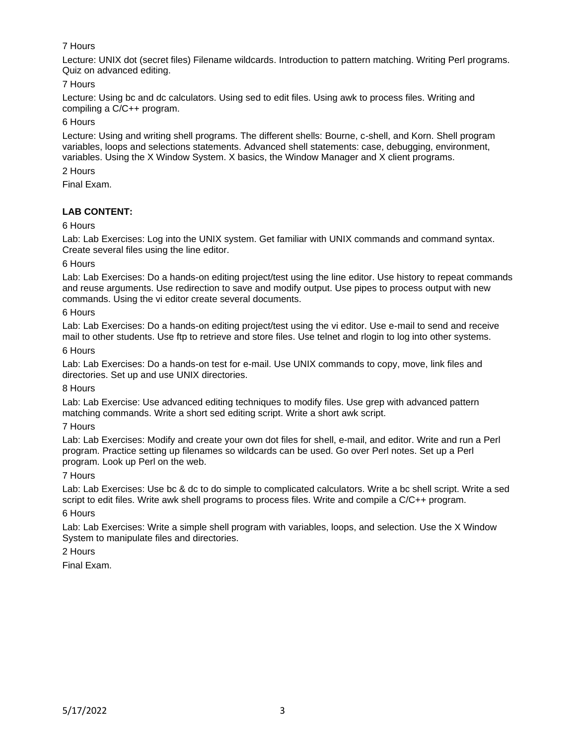7 Hours

Lecture: UNIX dot (secret files) Filename wildcards. Introduction to pattern matching. Writing Perl programs. Quiz on advanced editing.

7 Hours

Lecture: Using bc and dc calculators. Using sed to edit files. Using awk to process files. Writing and compiling a C/C++ program.

6 Hours

Lecture: Using and writing shell programs. The different shells: Bourne, c-shell, and Korn. Shell program variables, loops and selections statements. Advanced shell statements: case, debugging, environment, variables. Using the X Window System. X basics, the Window Manager and X client programs.

2 Hours

Final Exam.

**LAB CONTENT:**

6 Hours

Lab: Lab Exercises: Log into the UNIX system. Get familiar with UNIX commands and command syntax. Create several files using the line editor.

6 Hours

Lab: Lab Exercises: Do a hands-on editing project/test using the line editor. Use history to repeat commands and reuse arguments. Use redirection to save and modify output. Use pipes to process output with new commands. Using the vi editor create several documents.

6 Hours

Lab: Lab Exercises: Do a hands-on editing project/test using the vi editor. Use e-mail to send and receive mail to other students. Use ftp to retrieve and store files. Use telnet and rlogin to log into other systems.

6 Hours

Lab: Lab Exercises: Do a hands-on test for e-mail. Use UNIX commands to copy, move, link files and directories. Set up and use UNIX directories.

8 Hours

Lab: Lab Exercise: Use advanced editing techniques to modify files. Use grep with advanced pattern matching commands. Write a short sed editing script. Write a short awk script.

7 Hours

Lab: Lab Exercises: Modify and create your own dot files for shell, e-mail, and editor. Write and run a Perl program. Practice setting up filenames so wildcards can be used. Go over Perl notes. Set up a Perl program. Look up Perl on the web.

7 Hours

Lab: Lab Exercises: Use bc & dc to do simple to complicated calculators. Write a bc shell script. Write a sed script to edit files. Write awk shell programs to process files. Write and compile a C/C++ program.

6 Hours

Lab: Lab Exercises: Write a simple shell program with variables, loops, and selection. Use the X Window System to manipulate files and directories.

2 Hours

Final Exam.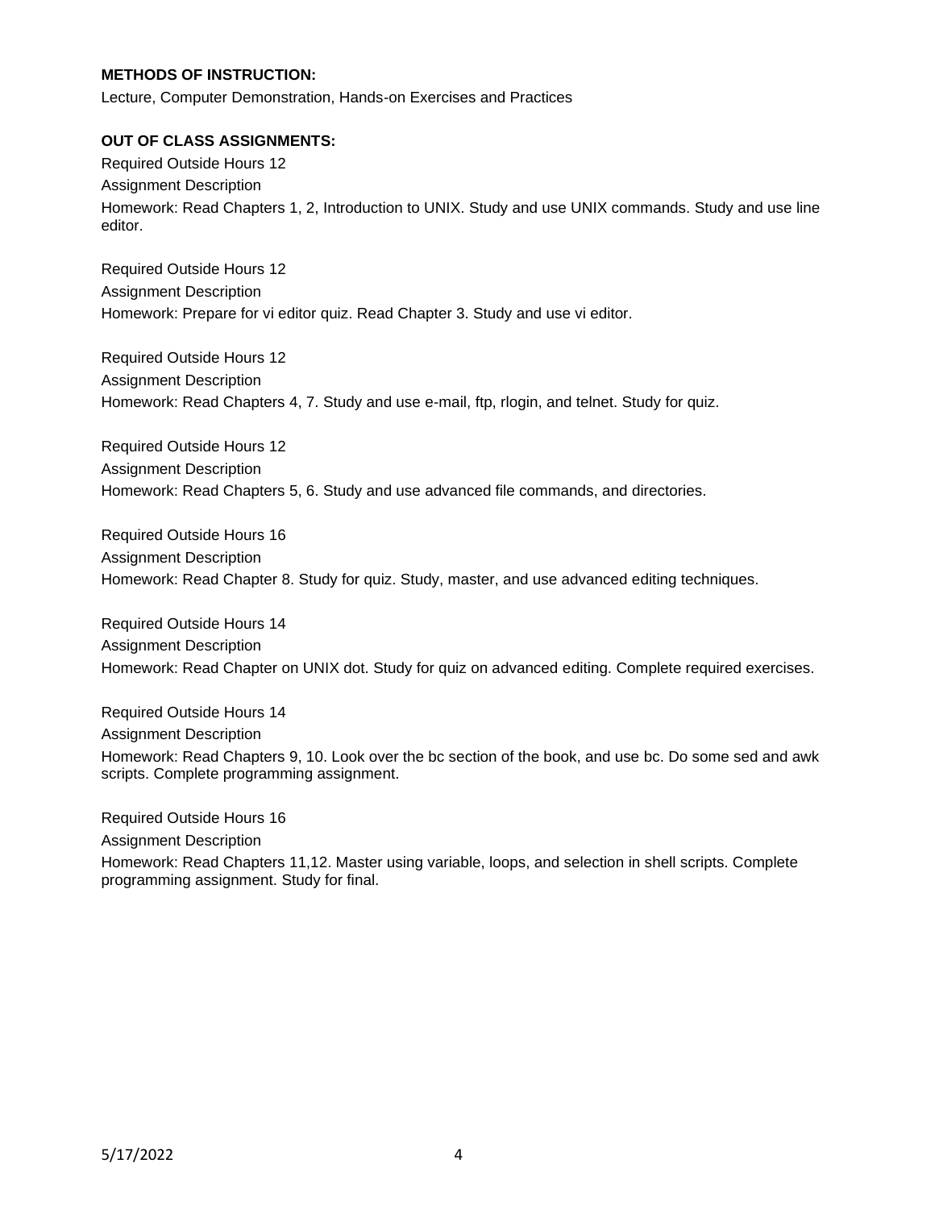**METHODS OF INSTRUCTION:**

Lecture, Computer Demonstration, Hands-on Exercises and Practices

**OUT OF CLASS ASSIGNMENTS:**

Required Outside Hours 12

Assignment Description

Homework: Read Chapters 1, 2, Introduction to UNIX. Study and use UNIX commands. Study and use line editor.

Required Outside Hours 12

Assignment Description

Homework: Prepare for vi editor quiz. Read Chapter 3. Study and use vi editor.

Required Outside Hours 12

Assignment Description

Homework: Read Chapters 4, 7. Study and use e-mail, ftp, rlogin, and telnet. Study for quiz.

Required Outside Hours 12

Assignment Description

Homework: Read Chapters 5, 6. Study and use advanced file commands, and directories.

Required Outside Hours 16

Assignment Description

Homework: Read Chapter 8. Study for quiz. Study, master, and use advanced editing techniques.

Required Outside Hours 14

Assignment Description

Homework: Read Chapter on UNIX dot. Study for quiz on advanced editing. Complete required exercises.

Required Outside Hours 14

Assignment Description

Homework: Read Chapters 9, 10. Look over the bc section of the book, and use bc. Do some sed and awk scripts. Complete programming assignment.

Required Outside Hours 16

Assignment Description

Homework: Read Chapters 11,12. Master using variable, loops, and selection in shell scripts. Complete programming assignment. Study for final.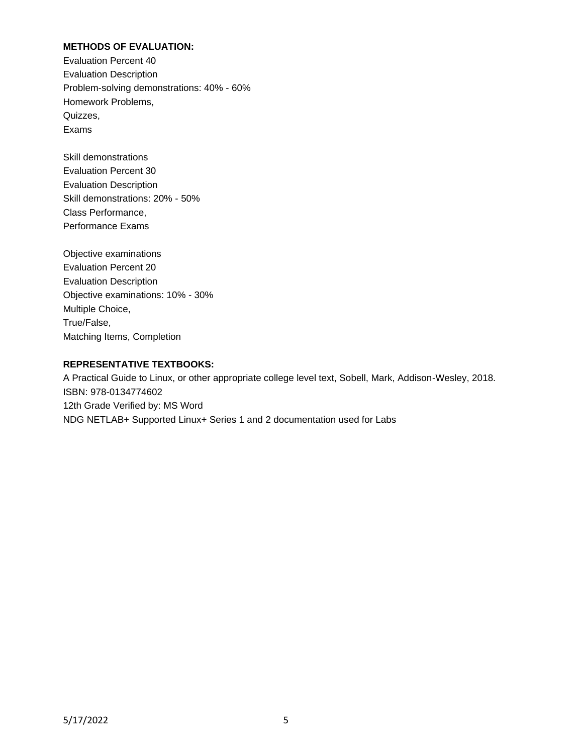**METHODS OF EVALUATION:**

Evaluation Percent 40
Evaluation Description
Problem-solving demonstrations: 40% - 60%
Homework Problems,
Quizzes,
Exams

Skill demonstrations
Evaluation Percent 30
Evaluation Description
Skill demonstrations: 20% - 50%
Class Performance,
Performance Exams

Objective examinations
Evaluation Percent 20
Evaluation Description
Objective examinations: 10% - 30%
Multiple Choice,
True/False,
Matching Items, Completion

**REPRESENTATIVE TEXTBOOKS:**

A Practical Guide to Linux, or other appropriate college level text, Sobell, Mark, Addison-Wesley, 2018.
ISBN: 978-0134774602
12th Grade Verified by: MS Word
NDG NETLAB+ Supported Linux+ Series 1 and 2 documentation used for Labs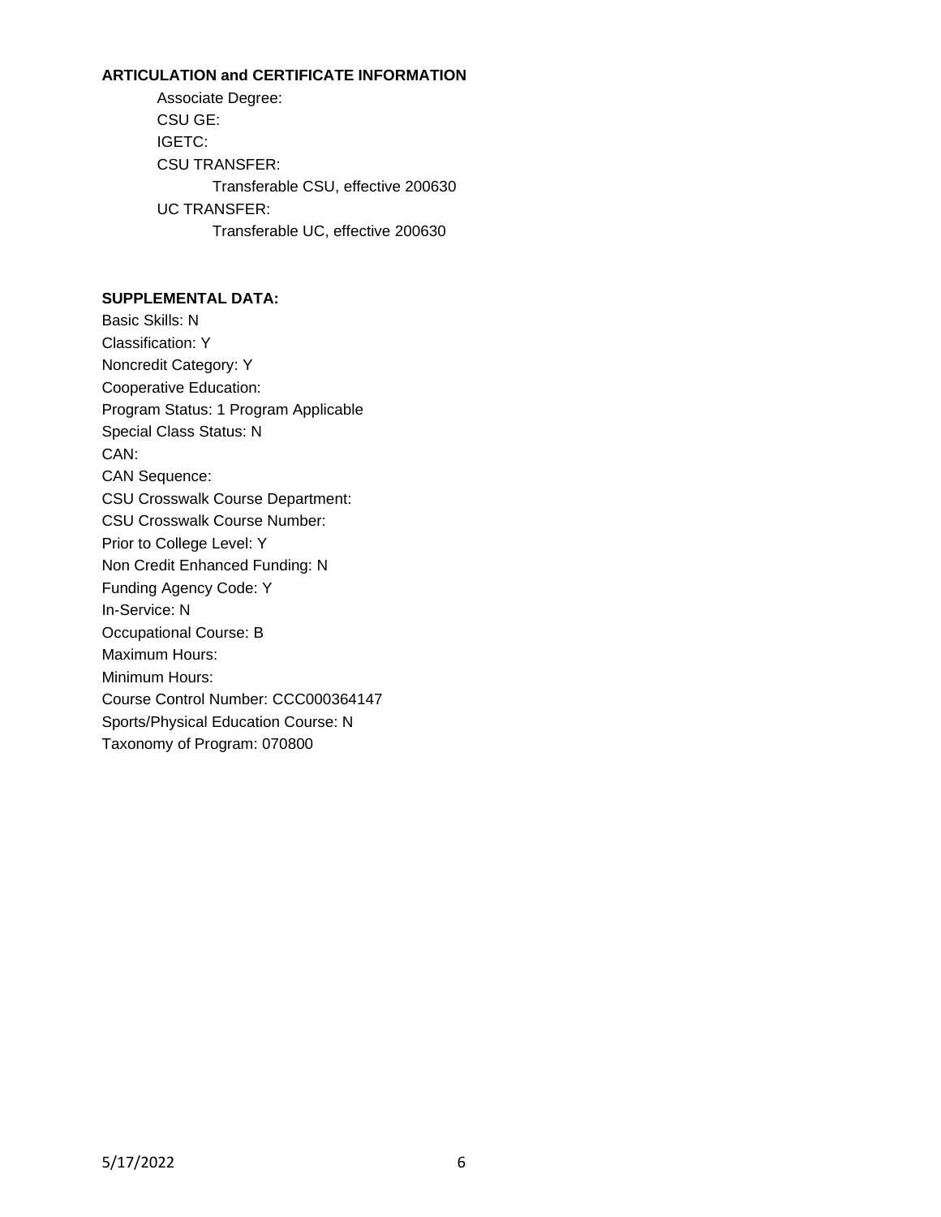**ARTICULATION and CERTIFICATE INFORMATION**

Associate Degree:
CSU GE:
IGETC:
CSU TRANSFER:
Transferable CSU, effective 200630
UC TRANSFER:
Transferable UC, effective 200630

**SUPPLEMENTAL DATA:**

Basic Skills: N
Classification: Y
Noncredit Category: Y
Cooperative Education:
Program Status: 1 Program Applicable
Special Class Status: N
CAN:
CAN Sequence:
CSU Crosswalk Course Department:
CSU Crosswalk Course Number:
Prior to College Level: Y
Non Credit Enhanced Funding: N
Funding Agency Code: Y
In-Service: N
Occupational Course: B
Maximum Hours:
Minimum Hours:
Course Control Number: CCC000364147
Sports/Physical Education Course: N
Taxonomy of Program: 070800